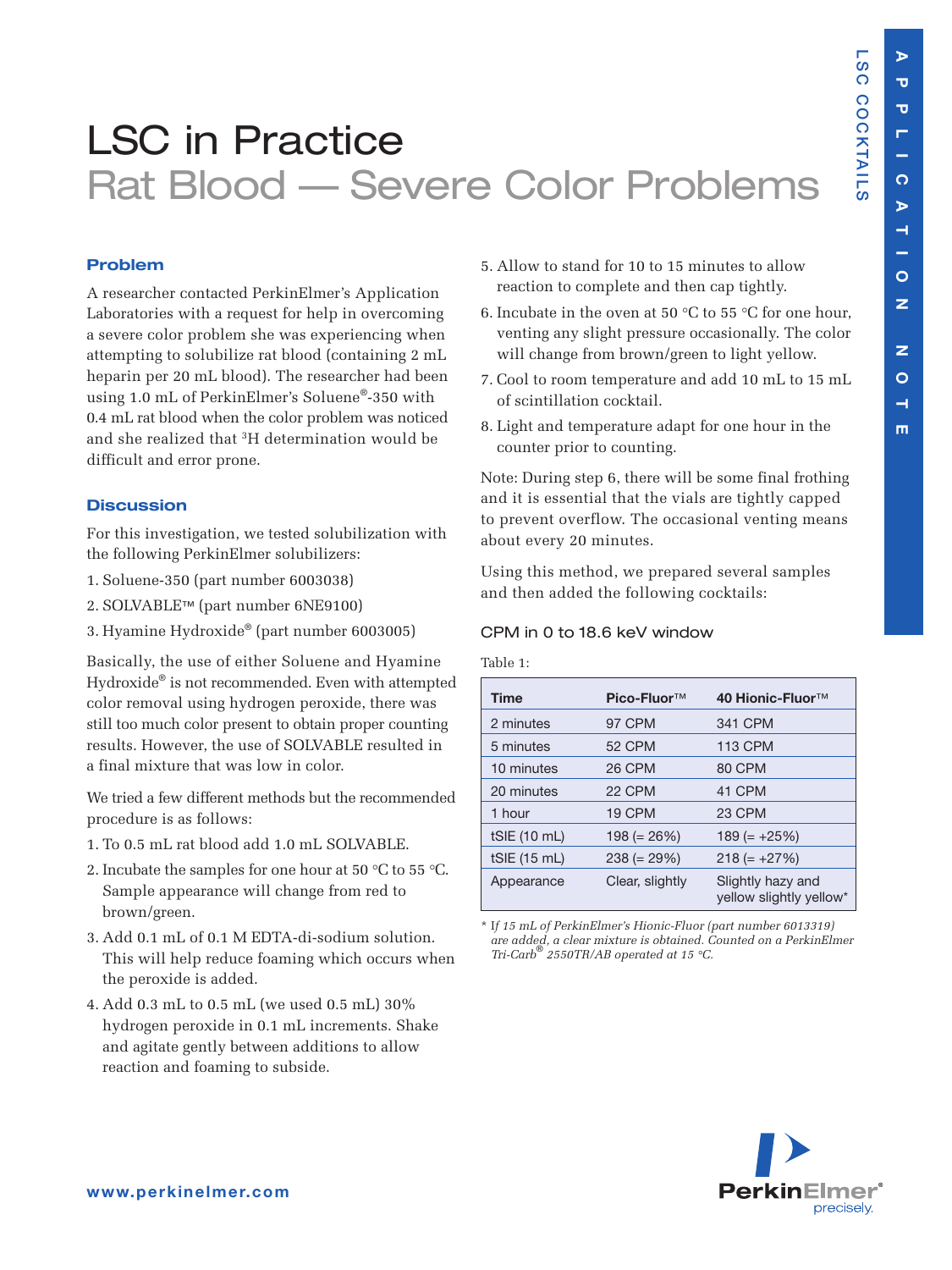# LSC in Practice

## Rat Blood — Severe Color Problems

### Problem

A researcher contacted PerkinElmer's Application Laboratories with a request for help in overcoming a severe color problem she was experiencing when attempting to solubilize rat blood (containing 2 mL heparin per 20 mL blood). The researcher had been using 1.0 mL of PerkinElmer's Soluene®-350 with 0.4 mL rat blood when the color problem was noticed and she realized that $^3$H determination would be difficult and error prone.

### Discussion

For this investigation, we tested solubilization with the following PerkinElmer solubilizers:

1. Soluene-350 (part number 6003038)
2. SOLVABLE™ (part number 6NE9100)
3. Hyamine Hydroxide® (part number 6003005)

Basically, the use of either Soluene and Hyamine Hydroxide® is not recommended. Even with attempted color removal using hydrogen peroxide, there was still too much color present to obtain proper counting results. However, the use of SOLVABLE resulted in a final mixture that was low in color.

We tried a few different methods but the recommended procedure is as follows:

1. To 0.5 mL rat blood add 1.0 mL SOLVABLE.
2. Incubate the samples for one hour at 50 °C to 55 °C. Sample appearance will change from red to brown/green.
3. Add 0.1 mL of 0.1 M EDTA-di-sodium solution. This will help reduce foaming which occurs when the peroxide is added.
4. Add 0.3 mL to 0.5 mL (we used 0.5 mL) 30% hydrogen peroxide in 0.1 mL increments. Shake and agitate gently between additions to allow reaction and foaming to subside.
5. Allow to stand for 10 to 15 minutes to allow reaction to complete and then cap tightly.
6. Incubate in the oven at 50 °C to 55 °C for one hour, venting any slight pressure occasionally. The color will change from brown/green to light yellow.
7. Cool to room temperature and add 10 mL to 15 mL of scintillation cocktail.
8. Light and temperature adapt for one hour in the counter prior to counting.

Note: During step 6, there will be some final frothing and it is essential that the vials are tightly capped to prevent overflow. The occasional venting means about every 20 minutes.

Using this method, we prepared several samples and then added the following cocktails:

#### CPM in 0 to 18.6 keV window

Table 1:

| Time | Pico-Fluor™ | 40 Hionic-Fluor™ |
|---|---|---|
| 2 minutes | 97 CPM | 341 CPM |
| 5 minutes | 52 CPM | 113 CPM |
| 10 minutes | 26 CPM | 80 CPM |
| 20 minutes | 22 CPM | 41 CPM |
| 1 hour | 19 CPM | 23 CPM |
| tSIE (10 mL) | 198 (= 26%) | 189 (= +25%) |
| tSIE (15 mL) | 238 (= 29%) | 218 (= +27%) |
| Appearance | Clear, slightly yellow | Slightly hazy and slightly yellow* |

\* *If 15 mL of PerkinElmer's Hionic-Fluor (part number 6013319) are added, a clear mixture is obtained. Counted on a PerkinElmer Tri-Carb® 2550TR/AB operated at 15 °C.*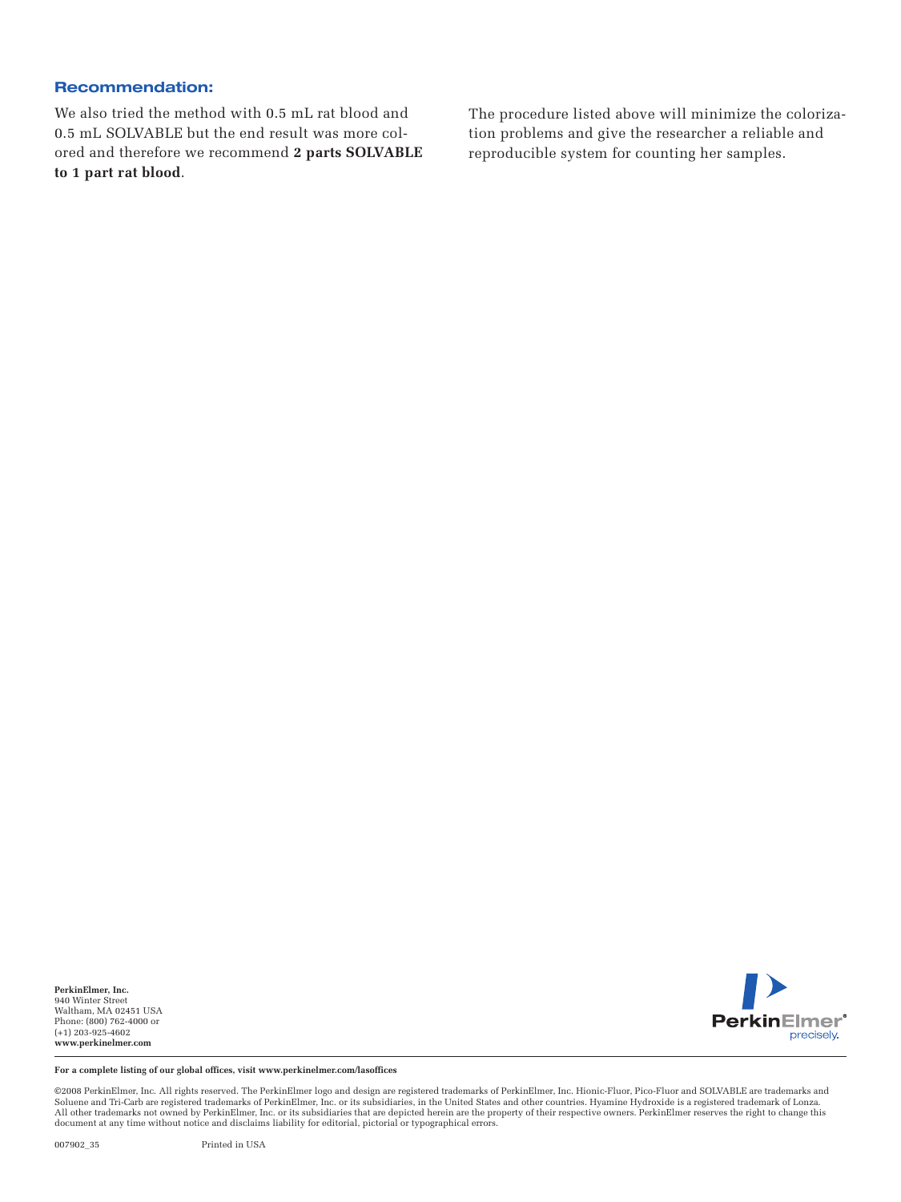## Recommendation:

We also tried the method with 0.5 mL rat blood and 0.5 mL SOLVABLE but the end result was more colored and therefore we recommend **2 parts SOLVABLE to 1 part rat blood**.

The procedure listed above will minimize the colorization problems and give the researcher a reliable and reproducible system for counting her samples.

**PerkinElmer, Inc.**
940 Winter Street
Waltham, MA 02451 USA
Phone: (800) 762-4000 or
(+1) 203-925-4602
**www.perkinelmer.com**

**For a complete listing of our global offices, visit www.perkinelmer.com/lasoffices**

©2008 PerkinElmer, Inc. All rights reserved. The PerkinElmer logo and design are registered trademarks of PerkinElmer, Inc. Hionic-Fluor, Pico-Fluor and SOLVABLE are trademarks and Soluene and Tri-Carb are registered trademarks of PerkinElmer, Inc. or its subsidiaries, in the United States and other countries. Hyamine Hydroxide is a registered trademark of Lonza. All other trademarks not owned by PerkinElmer, Inc. or its subsidiaries that are depicted herein are the property of their respective owners. PerkinElmer reserves the right to change this document at any time without notice and disclaims liability for editorial, pictorial or typographical errors.

007902_35 Printed in USA